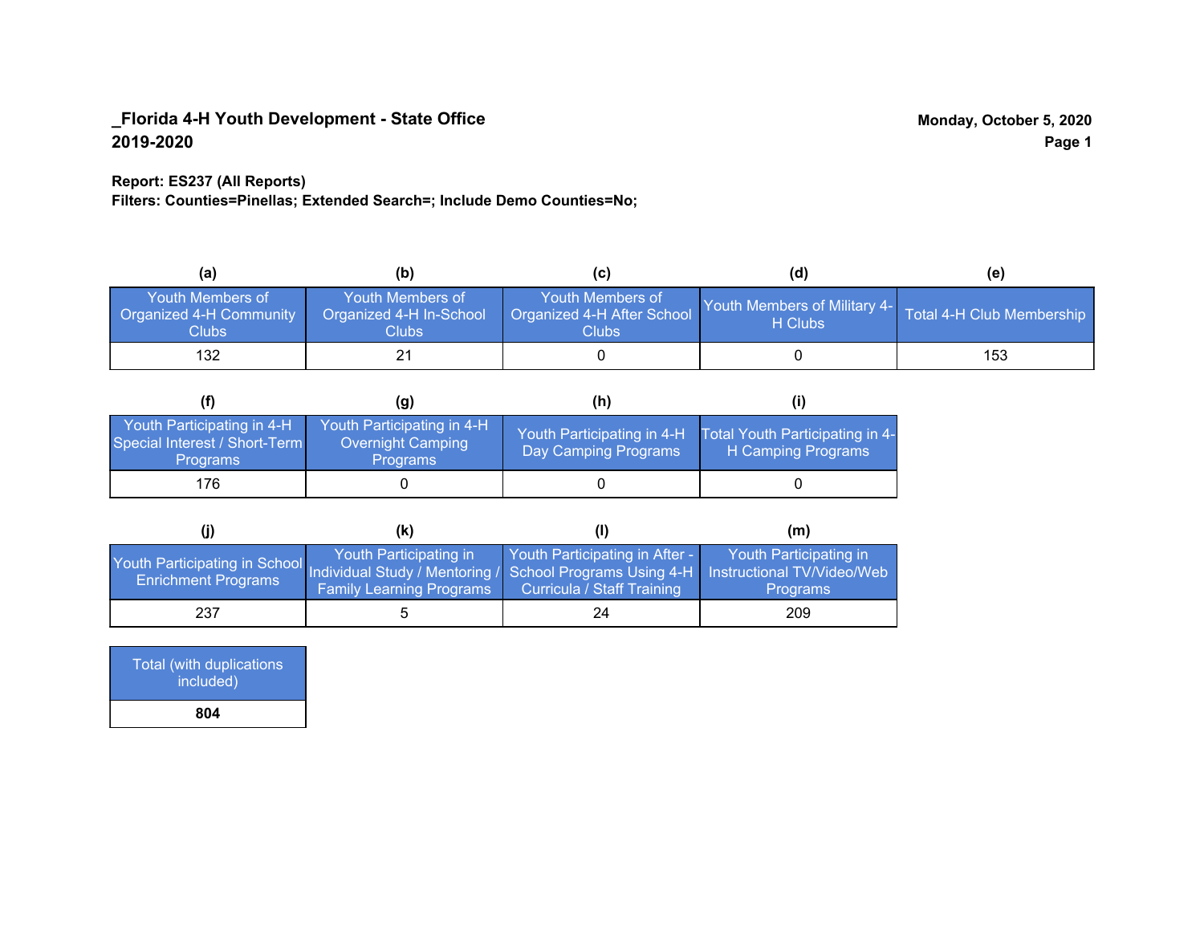**_Florida 4-H Youth Development - State Office**
**2019-2020**

**Monday, October 5, 2020**

**Report: ES237 (All Reports)**
**Filters: Counties=Pinellas; Extended Search=; Include Demo Counties=No;**

| (a) | (b) | (c) | (d) | (e) |
|---|---|---|---|---|
| Youth Members of Organized 4-H Community Clubs | Youth Members of Organized 4-H In-School Clubs | Youth Members of Organized 4-H After School Clubs | Youth Members of Military 4-H Clubs | Total 4-H Club Membership |
| 132 | 21 | 0 | 0 | 153 |

| (f) | (g) | (h) | (i) |
|---|---|---|---|
| Youth Participating in 4-H Special Interest / Short-Term Programs | Youth Participating in 4-H Overnight Camping Programs | Youth Participating in 4-H Day Camping Programs | Total Youth Participating in 4-H Camping Programs |
| 176 | 0 | 0 | 0 |

| (j) | (k) | (l) | (m) |
|---|---|---|---|
| Youth Participating in School Enrichment Programs | Youth Participating in Individual Study / Mentoring / Family Learning Programs | Youth Participating in After - School Programs Using 4-H Curricula / Staff Training | Youth Participating in Instructional TV/Video/Web Programs |
| 237 | 5 | 24 | 209 |

| Total (with duplications included) |
|---|
| **804** |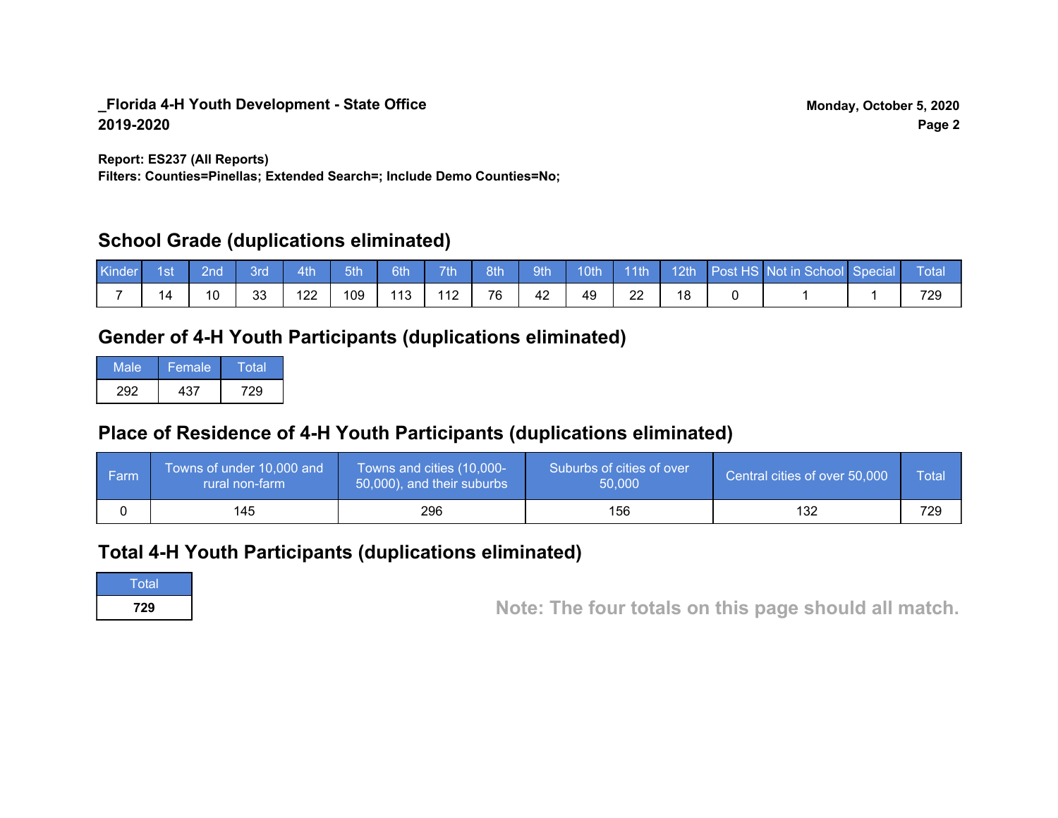**_Florida 4-H Youth Development - State Office**
**2019-2020**

**Monday, October 5, 2020**

**Report: ES237 (All Reports)**
**Filters: Counties=Pinellas; Extended Search=; Include Demo Counties=No;**

## School Grade (duplications eliminated)

| Kinder | 1st | 2nd | 3rd | 4th | 5th | 6th | 7th | 8th | 9th | 10th | 11th | 12th | Post HS | Not in School | Special | Total |
|---|---|---|---|---|---|---|---|---|---|---|---|---|---|---|---|---|
| 7 | 14 | 10 | 33 | 122 | 109 | 113 | 112 | 76 | 42 | 49 | 22 | 18 | 0 | 1 | 1 | 729 |

## Gender of 4-H Youth Participants (duplications eliminated)

| Male | Female | Total |
|---|---|---|
| 292 | 437 | 729 |

## Place of Residence of 4-H Youth Participants (duplications eliminated)

| Farm | Towns of under 10,000 and rural non-farm | Towns and cities (10,000-50,000), and their suburbs | Suburbs of cities of over 50,000 | Central cities of over 50,000 | Total |
|---|---|---|---|---|---|
| 0 | 145 | 296 | 156 | 132 | 729 |

## Total 4-H Youth Participants (duplications eliminated)

| Total |
|---|
| **729** |

**Note: The four totals on this page should all match.**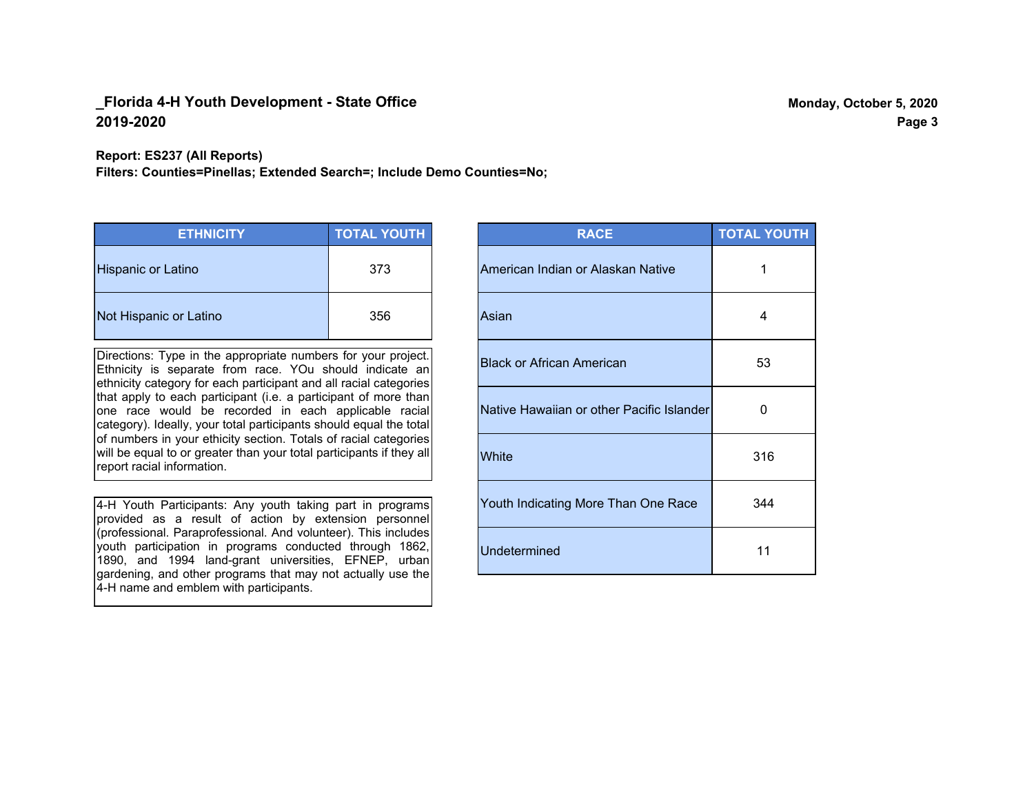## _Florida 4-H Youth Development - State Office
## 2019-2020

Monday, October 5, 2020

**Report: ES237 (All Reports)**
**Filters: Counties=Pinellas; Extended Search=; Include Demo Counties=No;**

| ETHNICITY | TOTAL YOUTH |
|---|---|
| Hispanic or Latino | 373 |
| Not Hispanic or Latino | 356 |

Directions: Type in the appropriate numbers for your project. Ethnicity is separate from race. YOu should indicate an ethnicity category for each participant and all racial categories that apply to each participant (i.e. a participant of more than one race would be recorded in each applicable racial category). Ideally, your total participants should equal the total of numbers in your ethicity section. Totals of racial categories will be equal to or greater than your total participants if they all report racial information.

4-H Youth Participants: Any youth taking part in programs provided as a result of action by extension personnel (professional. Paraprofessional. And volunteer). This includes youth participation in programs conducted through 1862, 1890, and 1994 land-grant universities, EFNEP, urban gardening, and other programs that may not actually use the 4-H name and emblem with participants.

| RACE | TOTAL YOUTH |
|---|---|
| American Indian or Alaskan Native | 1 |
| Asian | 4 |
| Black or African American | 53 |
| Native Hawaiian or other Pacific Islander | 0 |
| White | 316 |
| Youth Indicating More Than One Race | 344 |
| Undetermined | 11 |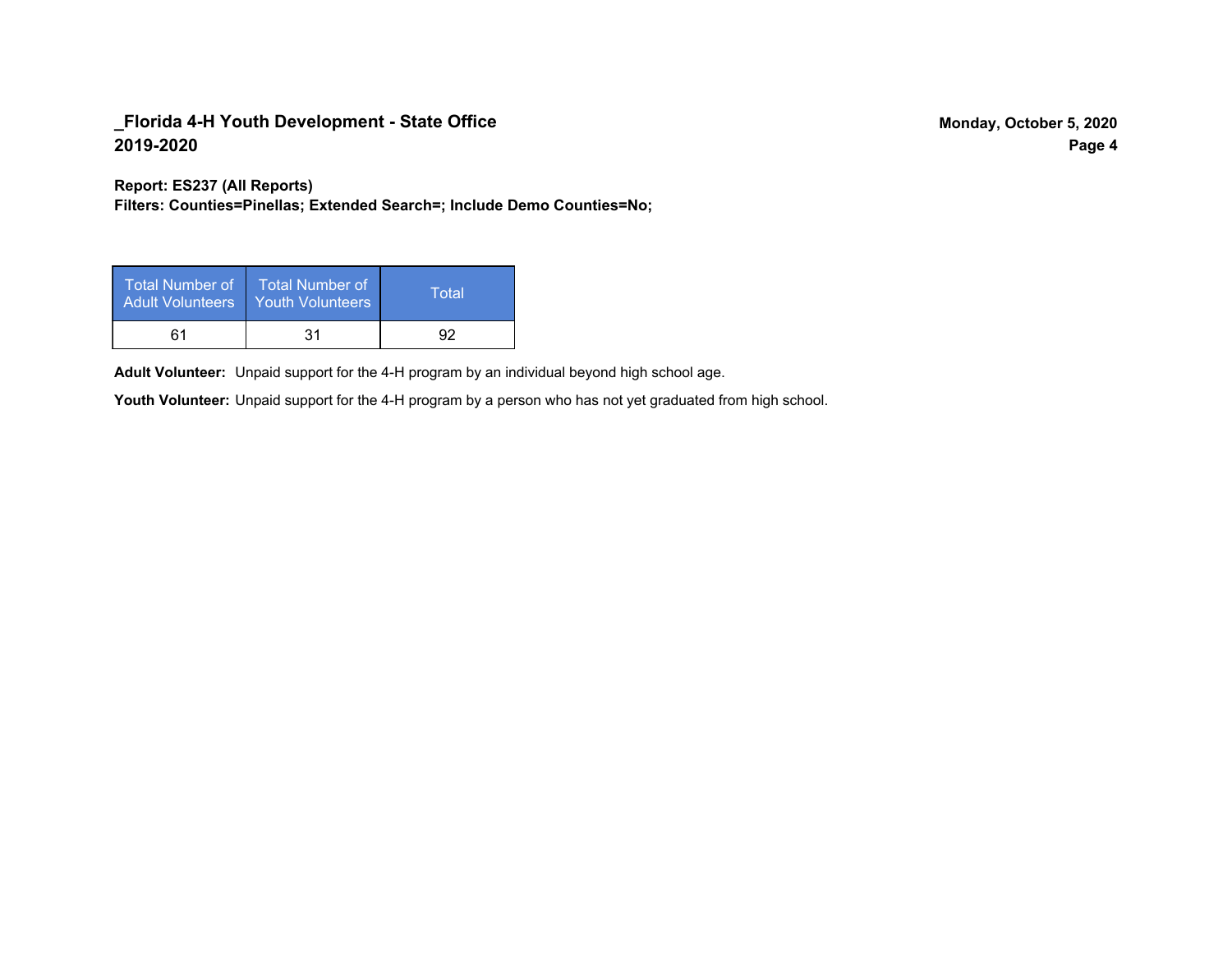**Report: ES237 (All Reports)**
**Filters: Counties=Pinellas; Extended Search=; Include Demo Counties=No;**

| Total Number of Adult Volunteers | Total Number of Youth Volunteers | Total |
|---|---|---|
| 61 | 31 | 92 |

**Adult Volunteer:** Unpaid support for the 4-H program by an individual beyond high school age.

**Youth Volunteer:** Unpaid support for the 4-H program by a person who has not yet graduated from high school.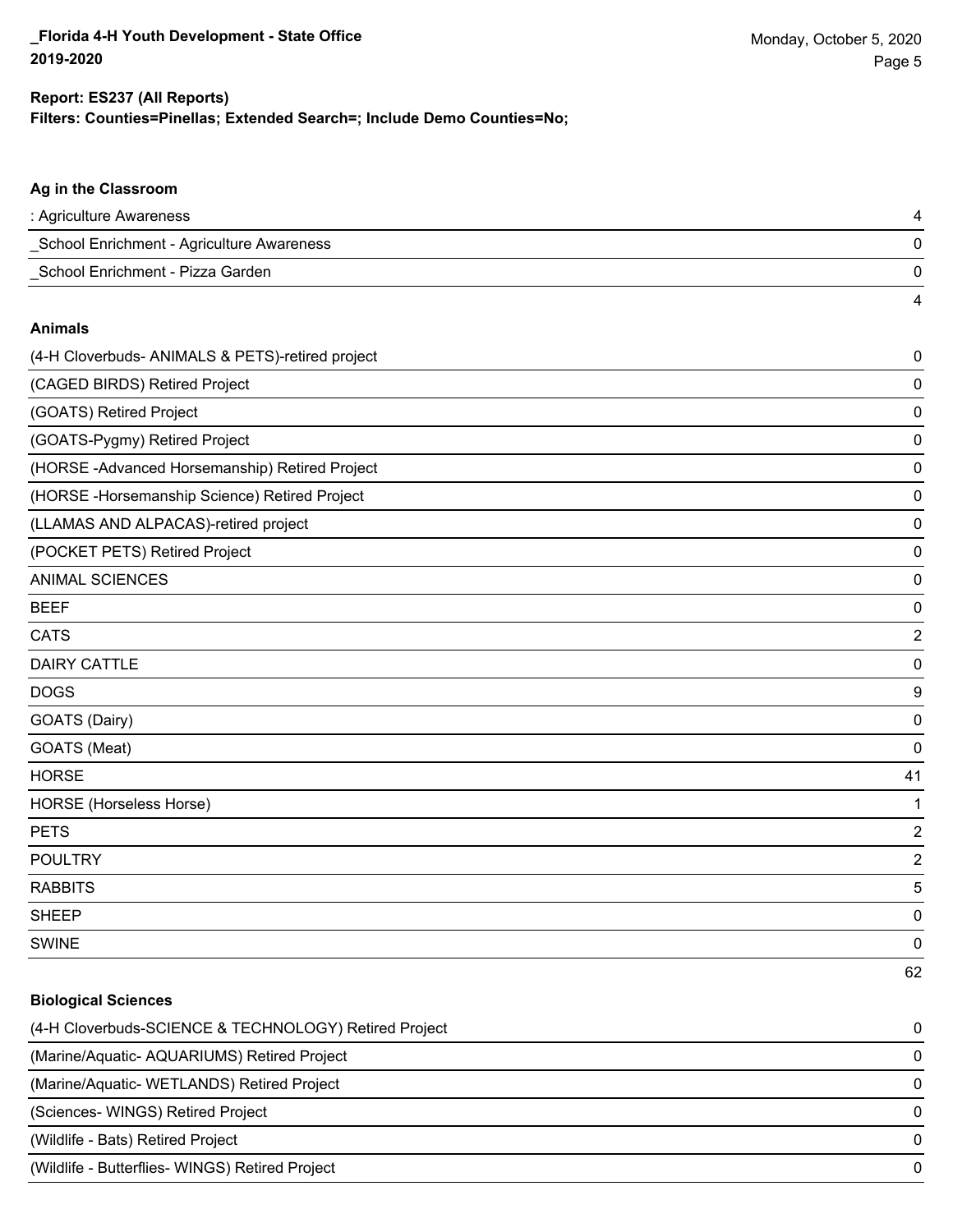**Report: ES237 (All Reports)**
**Filters: Counties=Pinellas; Extended Search=; Include Demo Counties=No;**

### Ag in the Classroom

| | |
|---|---|
| : Agriculture Awareness | 4 |
| _School Enrichment - Agriculture Awareness | 0 |
| _School Enrichment - Pizza Garden | 0 |
| | 4 |

### Animals

| | |
|---|---|
| (4-H Cloverbuds- ANIMALS & PETS)-retired project | 0 |
| (CAGED BIRDS) Retired Project | 0 |
| (GOATS) Retired Project | 0 |
| (GOATS-Pygmy) Retired Project | 0 |
| (HORSE -Advanced Horsemanship) Retired Project | 0 |
| (HORSE -Horsemanship Science) Retired Project | 0 |
| (LLAMAS AND ALPACAS)-retired project | 0 |
| (POCKET PETS) Retired Project | 0 |
| ANIMAL SCIENCES | 0 |
| BEEF | 0 |
| CATS | 2 |
| DAIRY CATTLE | 0 |
| DOGS | 9 |
| GOATS (Dairy) | 0 |
| GOATS (Meat) | 0 |
| HORSE | 41 |
| HORSE (Horseless Horse) | 1 |
| PETS | 2 |
| POULTRY | 2 |
| RABBITS | 5 |
| SHEEP | 0 |
| SWINE | 0 |
| | 62 |

### Biological Sciences

| | |
|---|---|
| (4-H Cloverbuds-SCIENCE & TECHNOLOGY) Retired Project | 0 |
| (Marine/Aquatic- AQUARIUMS) Retired Project | 0 |
| (Marine/Aquatic- WETLANDS) Retired Project | 0 |
| (Sciences- WINGS) Retired Project | 0 |
| (Wildlife - Bats) Retired Project | 0 |
| (Wildlife - Butterflies- WINGS) Retired Project | 0 |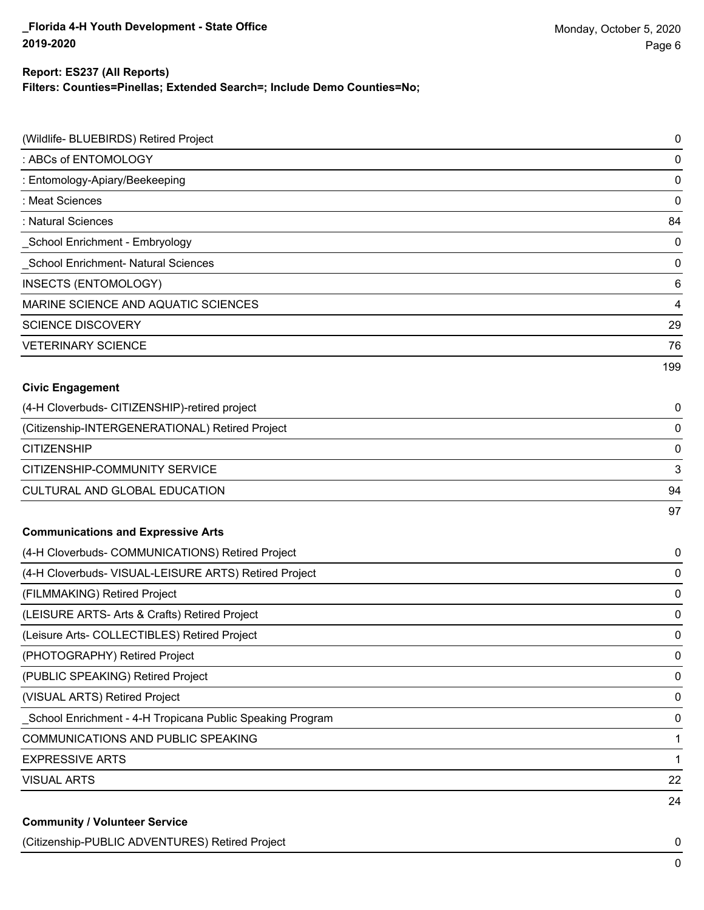| Project | Count |
|---|---|
| (Wildlife- BLUEBIRDS) Retired Project | 0 |
| : ABCs of ENTOMOLOGY | 0 |
| : Entomology-Apiary/Beekeeping | 0 |
| : Meat Sciences | 0 |
| : Natural Sciences | 84 |
| _School Enrichment - Embryology | 0 |
| _School Enrichment- Natural Sciences | 0 |
| INSECTS (ENTOMOLOGY) | 6 |
| MARINE SCIENCE AND AQUATIC SCIENCES | 4 |
| SCIENCE DISCOVERY | 29 |
| VETERINARY SCIENCE | 76 |
| | 199 |

**Civic Engagement**

| Project | Count |
|---|---|
| (4-H Cloverbuds- CITIZENSHIP)-retired project | 0 |
| (Citizenship-INTERGENERATIONAL) Retired Project | 0 |
| CITIZENSHIP | 0 |
| CITIZENSHIP-COMMUNITY SERVICE | 3 |
| CULTURAL AND GLOBAL EDUCATION | 94 |
| | 97 |

**Communications and Expressive Arts**

| Project | Count |
|---|---|
| (4-H Cloverbuds- COMMUNICATIONS) Retired Project | 0 |
| (4-H Cloverbuds- VISUAL-LEISURE ARTS) Retired Project | 0 |
| (FILMMAKING) Retired Project | 0 |
| (LEISURE ARTS- Arts & Crafts) Retired Project | 0 |
| (Leisure Arts- COLLECTIBLES) Retired Project | 0 |
| (PHOTOGRAPHY) Retired Project | 0 |
| (PUBLIC SPEAKING) Retired Project | 0 |
| (VISUAL ARTS) Retired Project | 0 |
| _School Enrichment - 4-H Tropicana Public Speaking Program | 0 |
| COMMUNICATIONS AND PUBLIC SPEAKING | 1 |
| EXPRESSIVE ARTS | 1 |
| VISUAL ARTS | 22 |
| | 24 |

**Community / Volunteer Service**

| Project | Count |
|---|---|
| (Citizenship-PUBLIC ADVENTURES) Retired Project | 0 |
| | 0 |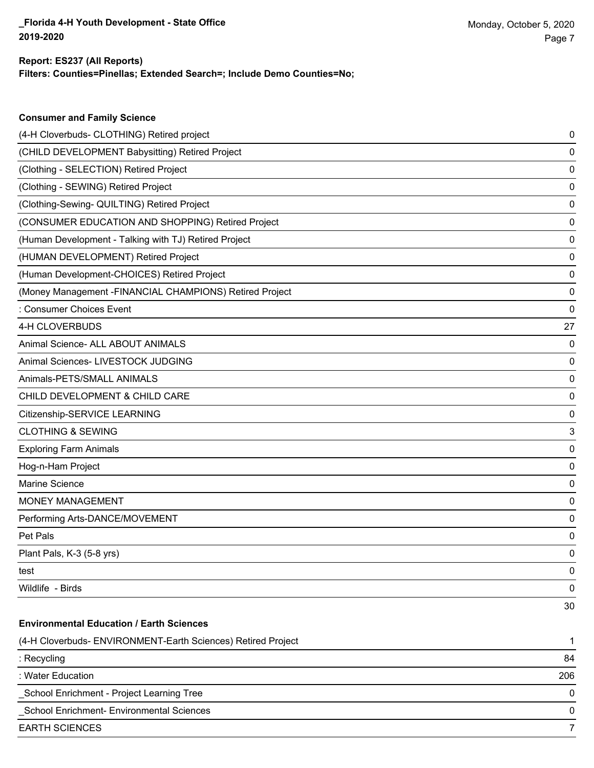**Report: ES237 (All Reports)**
**Filters: Counties=Pinellas; Extended Search=; Include Demo Counties=No;**

### Consumer and Family Science

| Project | Count |
|---|---|
| (4-H Cloverbuds- CLOTHING) Retired project | 0 |
| (CHILD DEVELOPMENT Babysitting) Retired Project | 0 |
| (Clothing - SELECTION) Retired Project | 0 |
| (Clothing - SEWING) Retired Project | 0 |
| (Clothing-Sewing- QUILTING) Retired Project | 0 |
| (CONSUMER EDUCATION AND SHOPPING) Retired Project | 0 |
| (Human Development - Talking with TJ) Retired Project | 0 |
| (HUMAN DEVELOPMENT) Retired Project | 0 |
| (Human Development-CHOICES) Retired Project | 0 |
| (Money Management -FINANCIAL CHAMPIONS) Retired Project | 0 |
| : Consumer Choices Event | 0 |
| 4-H CLOVERBUDS | 27 |
| Animal Science- ALL ABOUT ANIMALS | 0 |
| Animal Sciences- LIVESTOCK JUDGING | 0 |
| Animals-PETS/SMALL ANIMALS | 0 |
| CHILD DEVELOPMENT & CHILD CARE | 0 |
| Citizenship-SERVICE LEARNING | 0 |
| CLOTHING & SEWING | 3 |
| Exploring Farm Animals | 0 |
| Hog-n-Ham Project | 0 |
| Marine Science | 0 |
| MONEY MANAGEMENT | 0 |
| Performing Arts-DANCE/MOVEMENT | 0 |
| Pet Pals | 0 |
| Plant Pals, K-3 (5-8 yrs) | 0 |
| test | 0 |
| Wildlife - Birds | 0 |
| | 30 |

### Environmental Education / Earth Sciences

| Project | Count |
|---|---|
| (4-H Cloverbuds- ENVIRONMENT-Earth Sciences) Retired Project | 1 |
| : Recycling | 84 |
| : Water Education | 206 |
| _School Enrichment - Project Learning Tree | 0 |
| _School Enrichment- Environmental Sciences | 0 |
| EARTH SCIENCES | 7 |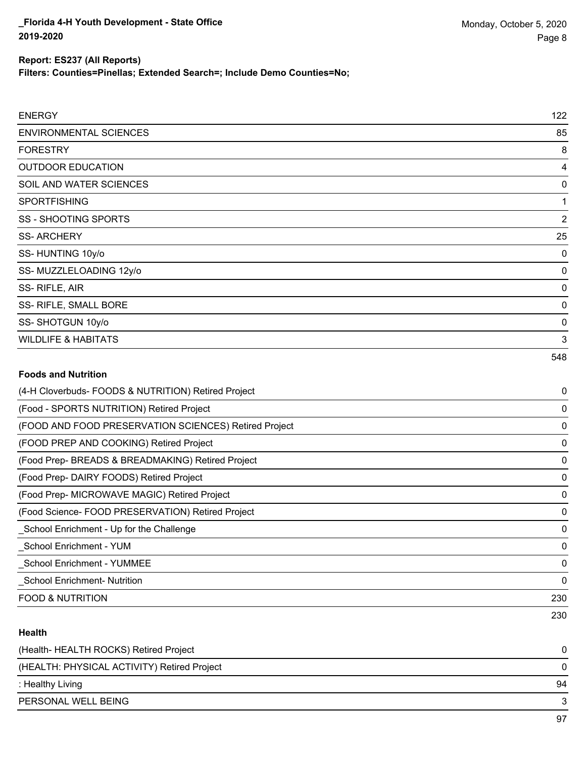**Report: ES237 (All Reports)**

**Filters: Counties=Pinellas; Extended Search=; Include Demo Counties=No;**

| | |
|---|---|
| ENERGY | 122 |
| ENVIRONMENTAL SCIENCES | 85 |
| FORESTRY | 8 |
| OUTDOOR EDUCATION | 4 |
| SOIL AND WATER SCIENCES | 0 |
| SPORTFISHING | 1 |
| SS - SHOOTING SPORTS | 2 |
| SS- ARCHERY | 25 |
| SS- HUNTING 10y/o | 0 |
| SS- MUZZLELOADING 12y/o | 0 |
| SS- RIFLE, AIR | 0 |
| SS- RIFLE, SMALL BORE | 0 |
| SS- SHOTGUN 10y/o | 0 |
| WILDLIFE & HABITATS | 3 |
| | 548 |

**Foods and Nutrition**

| | |
|---|---|
| (4-H Cloverbuds- FOODS & NUTRITION) Retired Project | 0 |
| (Food - SPORTS NUTRITION) Retired Project | 0 |
| (FOOD AND FOOD PRESERVATION SCIENCES) Retired Project | 0 |
| (FOOD PREP AND COOKING) Retired Project | 0 |
| (Food Prep- BREADS & BREADMAKING) Retired Project | 0 |
| (Food Prep- DAIRY FOODS) Retired Project | 0 |
| (Food Prep- MICROWAVE MAGIC) Retired Project | 0 |
| (Food Science- FOOD PRESERVATION) Retired Project | 0 |
| _School Enrichment - Up for the Challenge | 0 |
| _School Enrichment - YUM | 0 |
| _School Enrichment - YUMMEE | 0 |
| _School Enrichment- Nutrition | 0 |
| FOOD & NUTRITION | 230 |
| | 230 |

**Health**

| | |
|---|---|
| (Health- HEALTH ROCKS) Retired Project | 0 |
| (HEALTH: PHYSICAL ACTIVITY) Retired Project | 0 |
| : Healthy Living | 94 |
| PERSONAL WELL BEING | 3 |
| | 97 |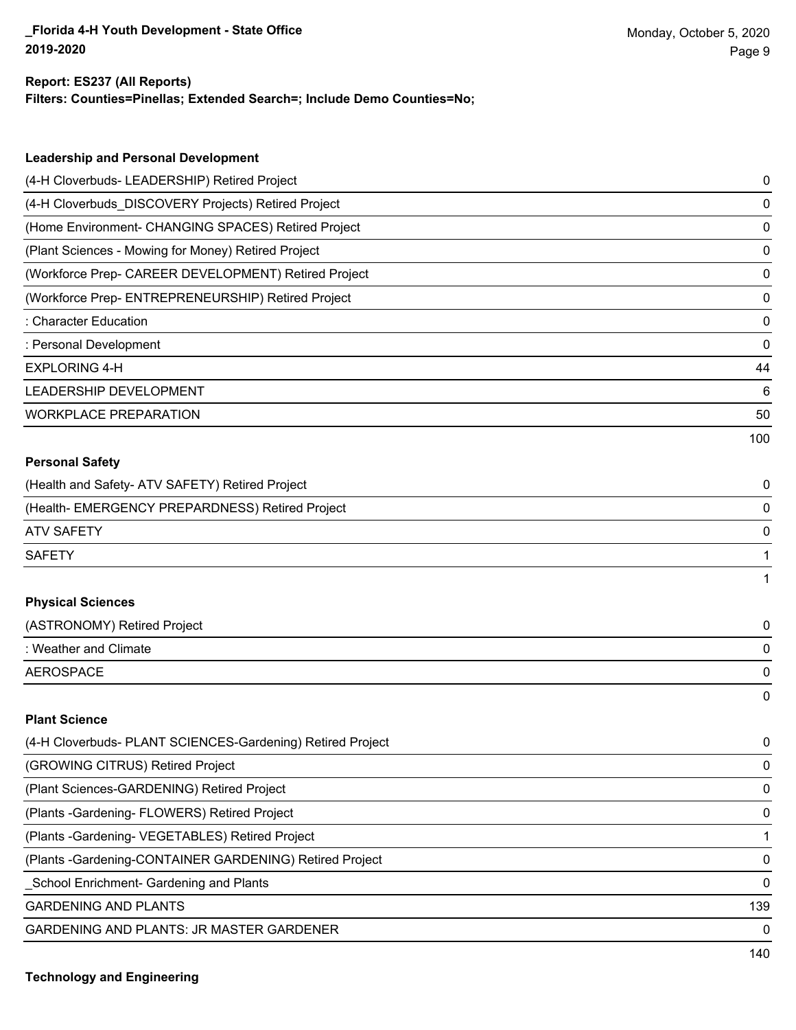**Report: ES237 (All Reports)**
**Filters: Counties=Pinellas; Extended Search=; Include Demo Counties=No;**

### Leadership and Personal Development

| | |
|---|---|
| (4-H Cloverbuds- LEADERSHIP) Retired Project | 0 |
| (4-H Cloverbuds_DISCOVERY Projects) Retired Project | 0 |
| (Home Environment- CHANGING SPACES) Retired Project | 0 |
| (Plant Sciences - Mowing for Money) Retired Project | 0 |
| (Workforce Prep- CAREER DEVELOPMENT) Retired Project | 0 |
| (Workforce Prep- ENTREPRENEURSHIP) Retired Project | 0 |
| : Character Education | 0 |
| : Personal Development | 0 |
| EXPLORING 4-H | 44 |
| LEADERSHIP DEVELOPMENT | 6 |
| WORKPLACE PREPARATION | 50 |
| | 100 |

### Personal Safety

| | |
|---|---|
| (Health and Safety- ATV SAFETY) Retired Project | 0 |
| (Health- EMERGENCY PREPARDNESS) Retired Project | 0 |
| ATV SAFETY | 0 |
| SAFETY | 1 |
| | 1 |

### Physical Sciences

| | |
|---|---|
| (ASTRONOMY) Retired Project | 0 |
| : Weather and Climate | 0 |
| AEROSPACE | 0 |
| | 0 |

### Plant Science

| | |
|---|---|
| (4-H Cloverbuds- PLANT SCIENCES-Gardening) Retired Project | 0 |
| (GROWING CITRUS) Retired Project | 0 |
| (Plant Sciences-GARDENING) Retired Project | 0 |
| (Plants -Gardening- FLOWERS) Retired Project | 0 |
| (Plants -Gardening- VEGETABLES) Retired Project | 1 |
| (Plants -Gardening-CONTAINER GARDENING) Retired Project | 0 |
| _School Enrichment- Gardening and Plants | 0 |
| GARDENING AND PLANTS | 139 |
| GARDENING AND PLANTS: JR MASTER GARDENER | 0 |
| | 140 |

### Technology and Engineering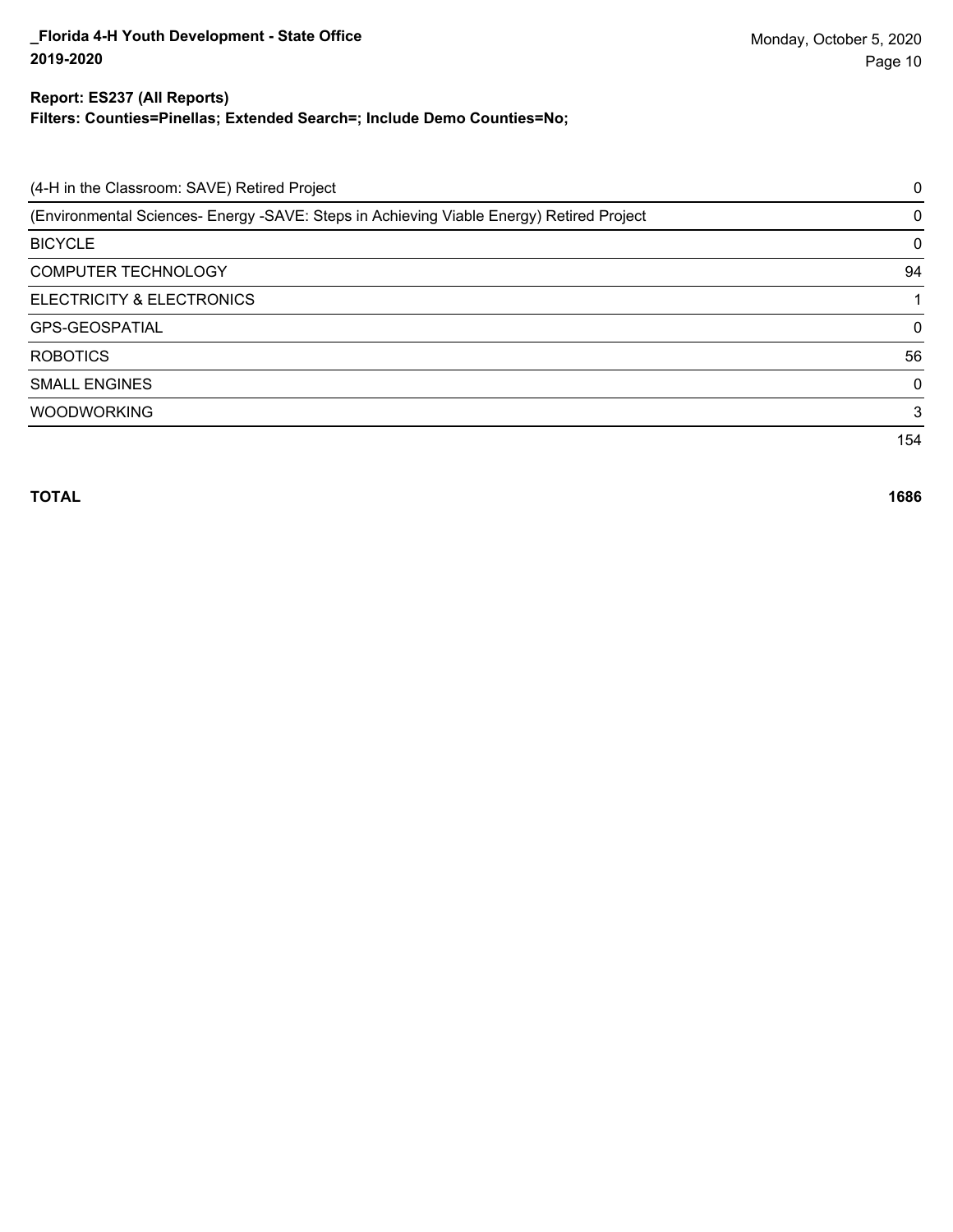**Report: ES237 (All Reports)**
**Filters: Counties=Pinellas; Extended Search=; Include Demo Counties=No;**

| | |
|---|---|
| (4-H in the Classroom: SAVE) Retired Project | 0 |
| (Environmental Sciences- Energy -SAVE: Steps in Achieving Viable Energy) Retired Project | 0 |
| BICYCLE | 0 |
| COMPUTER TECHNOLOGY | 94 |
| ELECTRICITY & ELECTRONICS | 1 |
| GPS-GEOSPATIAL | 0 |
| ROBOTICS | 56 |
| SMALL ENGINES | 0 |
| WOODWORKING | 3 |
| | 154 |

**TOTAL** **1686**